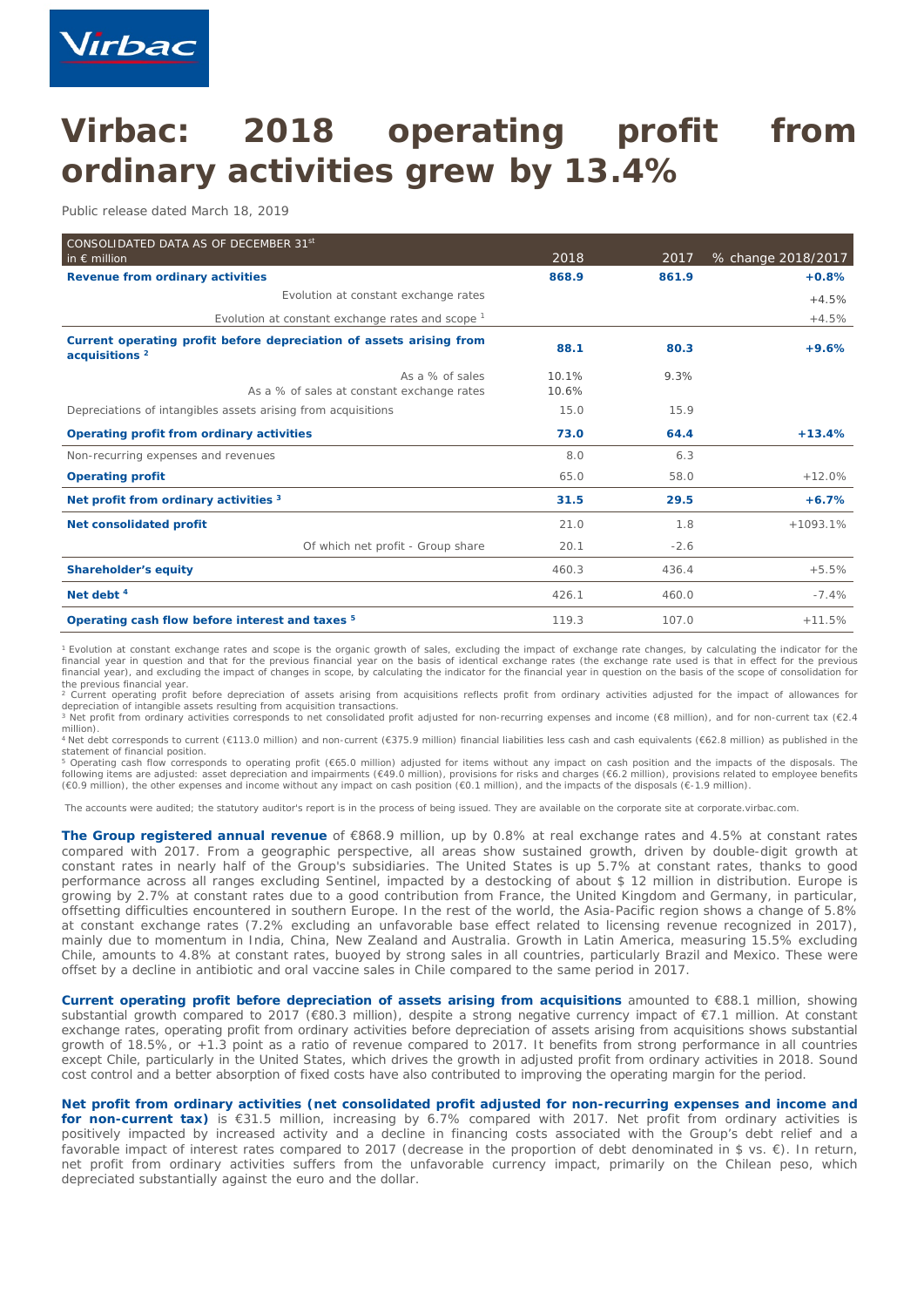# Virbac: 2018 operating profit from ordinary activities grew by 13.4%

Public release dated March 18, 2019

| CONSOLIDATED DATA AS OF DECEMBER 31st in € million | 2018 | 2017 | % change 2018/2017 |
|---|---|---|---|
| **Revenue from ordinary activities** | **868.9** | **861.9** | **+0.8%** |
| Evolution at constant exchange rates | | | +4.5% |
| Evolution at constant exchange rates and scope [1] | | | +4.5% |
| **Current operating profit before depreciation of assets arising from acquisitions [2]** | **88.1** | **80.3** | **+9.6%** |
| As a % of sales | 10.1% | 9.3% | |
| As a % of sales at constant exchange rates | 10.6% | | |
| Depreciations of intangibles assets arising from acquisitions | 15.0 | 15.9 | |
| **Operating profit from ordinary activities** | **73.0** | **64.4** | **+13.4%** |
| Non-recurring expenses and revenues | 8.0 | 6.3 | |
| **Operating profit** | 65.0 | 58.0 | +12.0% |
| **Net profit from ordinary activities [3]** | **31.5** | **29.5** | **+6.7%** |
| **Net consolidated profit** | 21.0 | 1.8 | +1093.1% |
| Of which net profit - Group share | 20.1 | -2.6 | |
| **Shareholder's equity** | 460.3 | 436.4 | +5.5% |
| **Net debt [4]** | 426.1 | 460.0 | -7.4% |
| **Operating cash flow before interest and taxes [5]** | 119.3 | 107.0 | +11.5% |

[1] Evolution at constant exchange rates and scope is the organic growth of sales, excluding the impact of exchange rate changes, by calculating the indicator for the financial year in question and that for the previous financial year on the basis of identical exchange rates (the exchange rate used is that in effect for the previous financial year), and excluding the impact of changes in scope, by calculating the indicator for the financial year in question on the basis of the scope of consolidation for the previous financial year.
[2] Current operating profit before depreciation of assets arising from acquisitions reflects profit from ordinary activities adjusted for the impact of allowances for depreciation of intangible assets resulting from acquisition transactions.
[3] Net profit from ordinary activities corresponds to net consolidated profit adjusted for non-recurring expenses and income (€8 million), and for non-current tax (€2.4 million).
[4] Net debt corresponds to current (€113.0 million) and non-current (€375.9 million) financial liabilities less cash and cash equivalents (€62.8 million) as published in the statement of financial position.
[5] Operating cash flow corresponds to operating profit (€65.0 million) adjusted for items without any impact on cash position and the impacts of the disposals. The following items are adjusted: asset depreciation and impairments (€49.0 million), provisions for risks and charges (€6.2 million), provisions related to employee benefits (€0.9 million), the other expenses and income without any impact on cash position (€0.1 million), and the impacts of the disposals (€-1.9 million).

The accounts were audited; the statutory auditor's report is in the process of being issued. They are available on the corporate site at corporate.virbac.com.

**The Group registered annual revenue** of €868.9 million, up by 0.8% at real exchange rates and 4.5% at constant rates compared with 2017. From a geographic perspective, all areas show sustained growth, driven by double-digit growth at constant rates in nearly half of the Group's subsidiaries. The United States is up 5.7% at constant rates, thanks to good performance across all ranges excluding Sentinel, impacted by a destocking of about $ 12 million in distribution. Europe is growing by 2.7% at constant rates due to a good contribution from France, the United Kingdom and Germany, in particular, offsetting difficulties encountered in southern Europe. In the rest of the world, the Asia-Pacific region shows a change of 5.8% at constant exchange rates (7.2% excluding an unfavorable base effect related to licensing revenue recognized in 2017), mainly due to momentum in India, China, New Zealand and Australia. Growth in Latin America, measuring 15.5% excluding Chile, amounts to 4.8% at constant rates, buoyed by strong sales in all countries, particularly Brazil and Mexico. These were offset by a decline in antibiotic and oral vaccine sales in Chile compared to the same period in 2017.

**Current operating profit before depreciation of assets arising from acquisitions** amounted to €88.1 million, showing substantial growth compared to 2017 (€80.3 million), despite a strong negative currency impact of €7.1 million. At constant exchange rates, operating profit from ordinary activities before depreciation of assets arising from acquisitions shows substantial growth of 18.5%, or +1.3 point as a ratio of revenue compared to 2017. It benefits from strong performance in all countries except Chile, particularly in the United States, which drives the growth in adjusted profit from ordinary activities in 2018. Sound cost control and a better absorption of fixed costs have also contributed to improving the operating margin for the period.

**Net profit from ordinary activities (net consolidated profit adjusted for non-recurring expenses and income and for non-current tax)** is €31.5 million, increasing by 6.7% compared with 2017. Net profit from ordinary activities is positively impacted by increased activity and a decline in financing costs associated with the Group's debt relief and a favorable impact of interest rates compared to 2017 (decrease in the proportion of debt denominated in $ vs. €). In return, net profit from ordinary activities suffers from the unfavorable currency impact, primarily on the Chilean peso, which depreciated substantially against the euro and the dollar.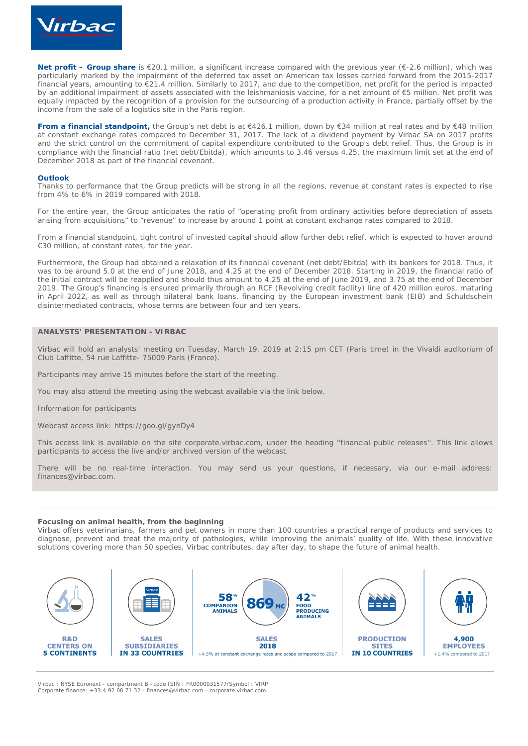**Net profit – Group share** is €20.1 million, a significant increase compared with the previous year (€-2.6 million), which was particularly marked by the impairment of the deferred tax asset on American tax losses carried forward from the 2015-2017 financial years, amounting to €21.4 million. Similarly to 2017, and due to the competition, net profit for the period is impacted by an additional impairment of assets associated with the leishmaniosis vaccine, for a net amount of €5 million. Net profit was equally impacted by the recognition of a provision for the outsourcing of a production activity in France, partially offset by the income from the sale of a logistics site in the Paris region.

**From a financial standpoint,** the Group's net debt is at €426.1 million, down by €34 million at real rates and by €48 million at constant exchange rates compared to December 31, 2017. The lack of a dividend payment by Virbac SA on 2017 profits and the strict control on the commitment of capital expenditure contributed to the Group's debt relief. Thus, the Group is in compliance with the financial ratio (net debt/Ebitda), which amounts to 3.46 versus 4.25, the maximum limit set at the end of December 2018 as part of the financial covenant.

**Outlook**

Thanks to performance that the Group predicts will be strong in all the regions, revenue at constant rates is expected to rise from 4% to 6% in 2019 compared with 2018.

For the entire year, the Group anticipates the ratio of "operating profit from ordinary activities before depreciation of assets arising from acquisitions" to "revenue" to increase by around 1 point at constant exchange rates compared to 2018.

From a financial standpoint, tight control of invested capital should allow further debt relief, which is expected to hover around €30 million, at constant rates, for the year.

Furthermore, the Group had obtained a relaxation of its financial covenant (net debt/Ebitda) with its bankers for 2018. Thus, it was to be around 5.0 at the end of June 2018, and 4.25 at the end of December 2018. Starting in 2019, the financial ratio of the initial contract will be reapplied and should thus amount to 4.25 at the end of June 2019, and 3.75 at the end of December 2019. The Group's financing is ensured primarily through an RCF (Revolving credit facility) line of 420 million euros, maturing in April 2022, as well as through bilateral bank loans, financing by the European investment bank (EIB) and Schuldschein disintermediated contracts, whose terms are between four and ten years.

**ANALYSTS' PRESENTATION - VIRBAC**

Virbac will hold an analysts' meeting on Tuesday, March 19, 2019 at 2:15 pm CET (Paris time) in the Vivaldi auditorium of Club Laffitte, 54 rue Laffitte- 75009 Paris (France).

Participants may arrive 15 minutes before the start of the meeting.

You may also attend the meeting using the webcast available via the link below.

Information for participants

Webcast access link: https://goo.gl/gynDy4

This access link is available on the site corporate.virbac.com, under the heading ''financial public releases''. This link allows participants to access the live and/or archived version of the webcast.

There will be no real-time interaction. You may send us your questions, if necessary, via our e-mail address: finances@virbac.com.

**Focusing on animal health, from the beginning**

Virbac offers veterinarians, farmers and pet owners in more than 100 countries a practical range of products and services to diagnose, prevent and treat the majority of pathologies, while improving the animals' quality of life. With these innovative solutions covering more than 50 species, Virbac contributes, day after day, to shape the future of animal health.

R&D CENTERS ON 5 CONTINENTS

SALES SUBSIDIARIES IN 33 COUNTRIES

58% COMPANION ANIMALS

869 M€

42% FOOD PRODUCING ANIMALS

SALES 2018

+4.5% at constant exchange rates and scope compared to 2017

PRODUCTION SITES IN 10 COUNTRIES

4,900 EMPLOYEES

+1.4% compared to 2017

Virbac : NYSE Euronext - compartment B –code ISIN : FR0000031577/Symbol : VIRP
Corporate finance: +33 4 92 08 71 32 - finances@virbac.com - corporate.virbac.com